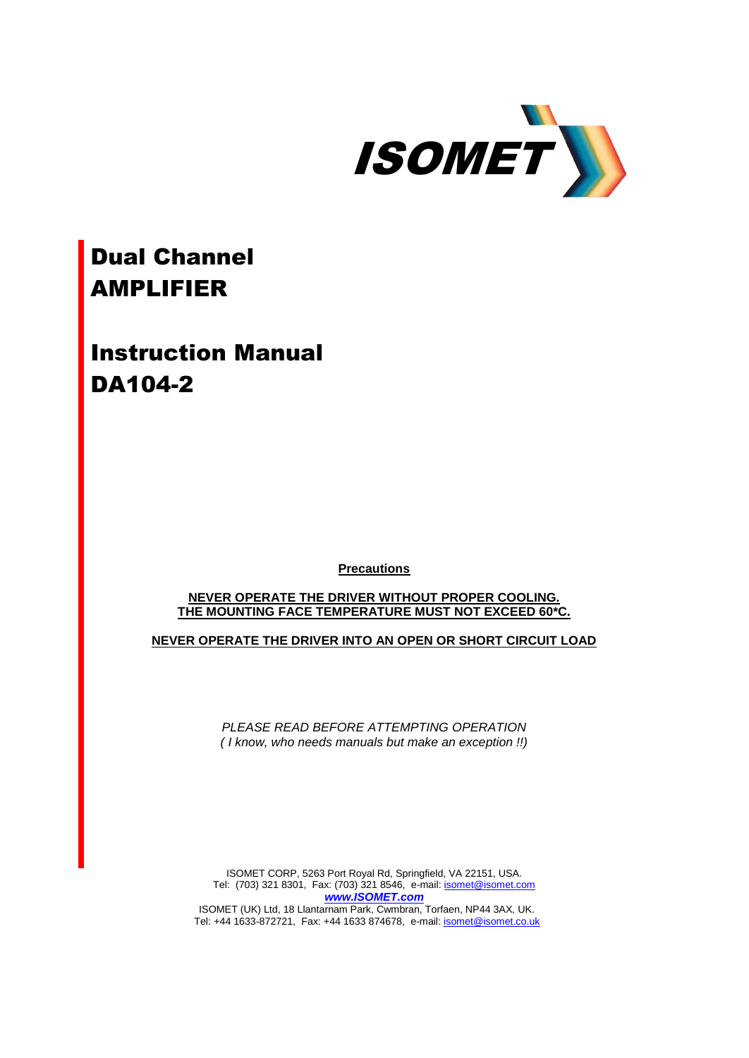ISOMET

# Dual Channel AMPLIFIER

# Instruction Manual DA104-2

**Precautions**

**NEVER OPERATE THE DRIVER WITHOUT PROPER COOLING.**
**THE MOUNTING FACE TEMPERATURE MUST NOT EXCEED 60*C.**

**NEVER OPERATE THE DRIVER INTO AN OPEN OR SHORT CIRCUIT LOAD**

*PLEASE READ BEFORE ATTEMPTING OPERATION*
*( I know, who needs manuals but make an exception !!)*

ISOMET CORP, 5263 Port Royal Rd, Springfield, VA 22151, USA.
Tel: (703) 321 8301, Fax: (703) 321 8546, e-mail: isomet@isomet.com
***www.ISOMET.com***
ISOMET (UK) Ltd, 18 Llantarnam Park, Cwmbran, Torfaen, NP44 3AX, UK.
Tel: +44 1633-872721, Fax: +44 1633 874678, e-mail: isomet@isomet.co.uk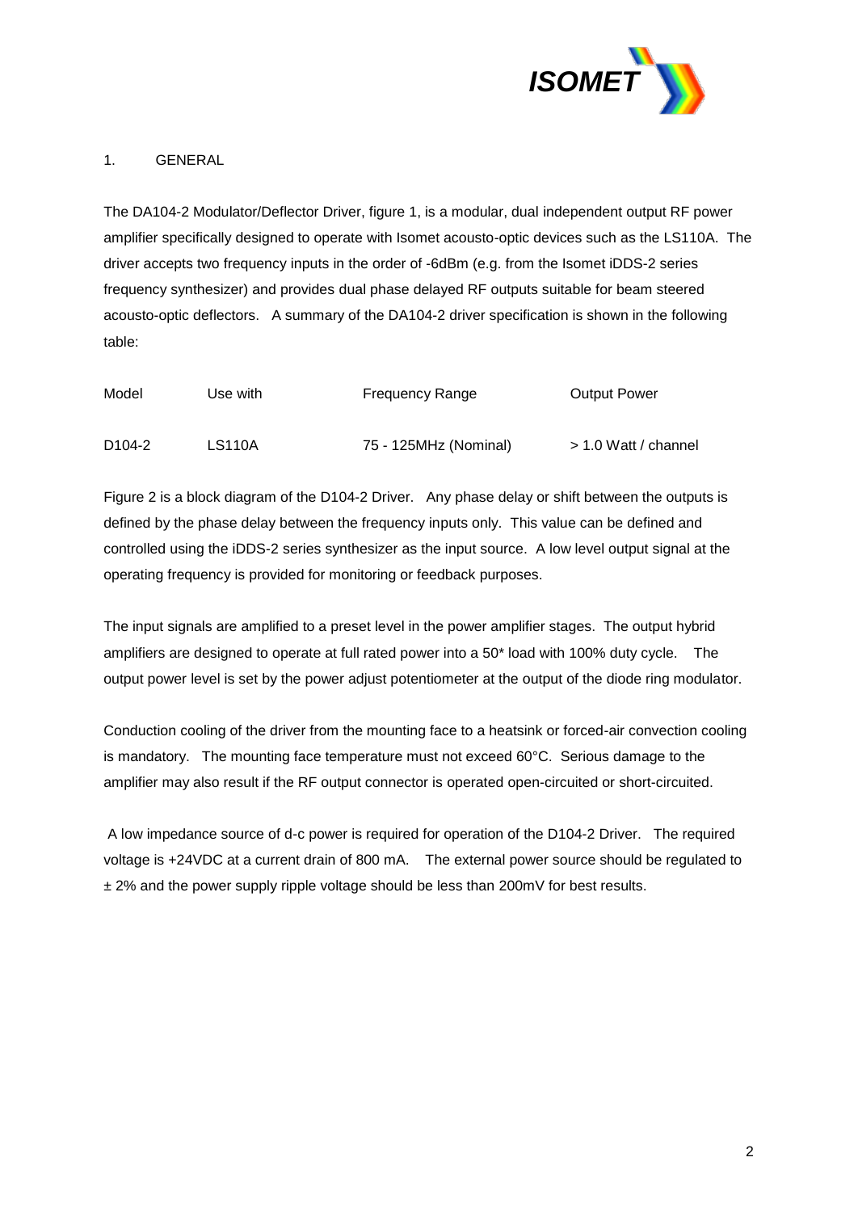## 1. GENERAL

The DA104-2 Modulator/Deflector Driver, figure 1, is a modular, dual independent output RF power amplifier specifically designed to operate with Isomet acousto-optic devices such as the LS110A. The driver accepts two frequency inputs in the order of -6dBm (e.g. from the Isomet iDDS-2 series frequency synthesizer) and provides dual phase delayed RF outputs suitable for beam steered acousto-optic deflectors. A summary of the DA104-2 driver specification is shown in the following table:

| Model | Use with | Frequency Range | Output Power |
| --- | --- | --- | --- |
| D104-2 | LS110A | 75 - 125MHz (Nominal) | > 1.0 Watt / channel |

Figure 2 is a block diagram of the D104-2 Driver. Any phase delay or shift between the outputs is defined by the phase delay between the frequency inputs only. This value can be defined and controlled using the iDDS-2 series synthesizer as the input source. A low level output signal at the operating frequency is provided for monitoring or feedback purposes.

The input signals are amplified to a preset level in the power amplifier stages. The output hybrid amplifiers are designed to operate at full rated power into a 50* load with 100% duty cycle. The output power level is set by the power adjust potentiometer at the output of the diode ring modulator.

Conduction cooling of the driver from the mounting face to a heatsink or forced-air convection cooling is mandatory. The mounting face temperature must not exceed 60°C. Serious damage to the amplifier may also result if the RF output connector is operated open-circuited or short-circuited.

A low impedance source of d-c power is required for operation of the D104-2 Driver. The required voltage is +24VDC at a current drain of 800 mA. The external power source should be regulated to ± 2% and the power supply ripple voltage should be less than 200mV for best results.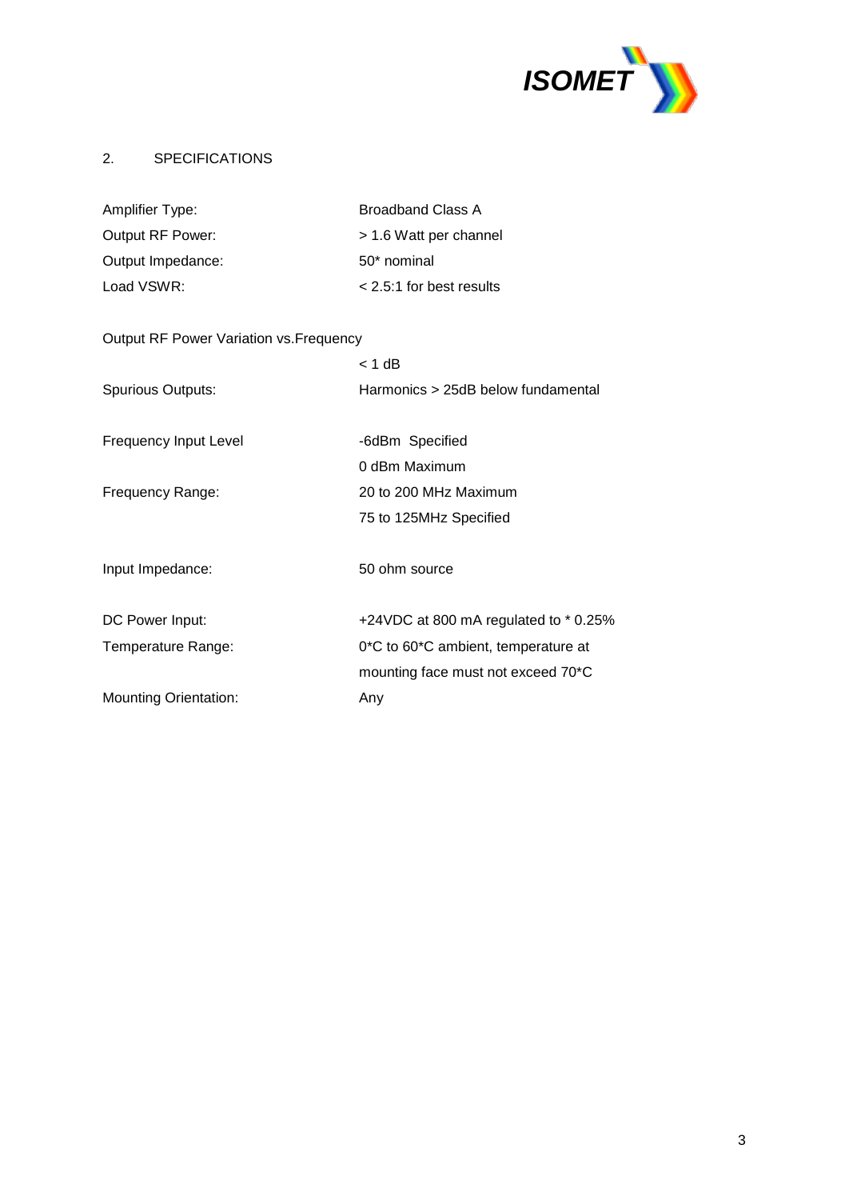## 2. SPECIFICATIONS

| | |
|---|---|
| Amplifier Type: | Broadband Class A |
| Output RF Power: | > 1.6 Watt per channel |
| Output Impedance: | 50* nominal |
| Load VSWR: | < 2.5:1 for best results |
| Output RF Power Variation vs.Frequency | < 1 dB |
| Spurious Outputs: | Harmonics > 25dB below fundamental |
| Frequency Input Level | -6dBm Specified<br>0 dBm Maximum |
| Frequency Range: | 20 to 200 MHz Maximum<br>75 to 125MHz Specified |
| Input Impedance: | 50 ohm source |
| DC Power Input: | +24VDC at 800 mA regulated to * 0.25% |
| Temperature Range: | 0*C to 60*C ambient, temperature at mounting face must not exceed 70*C |
| Mounting Orientation: | Any |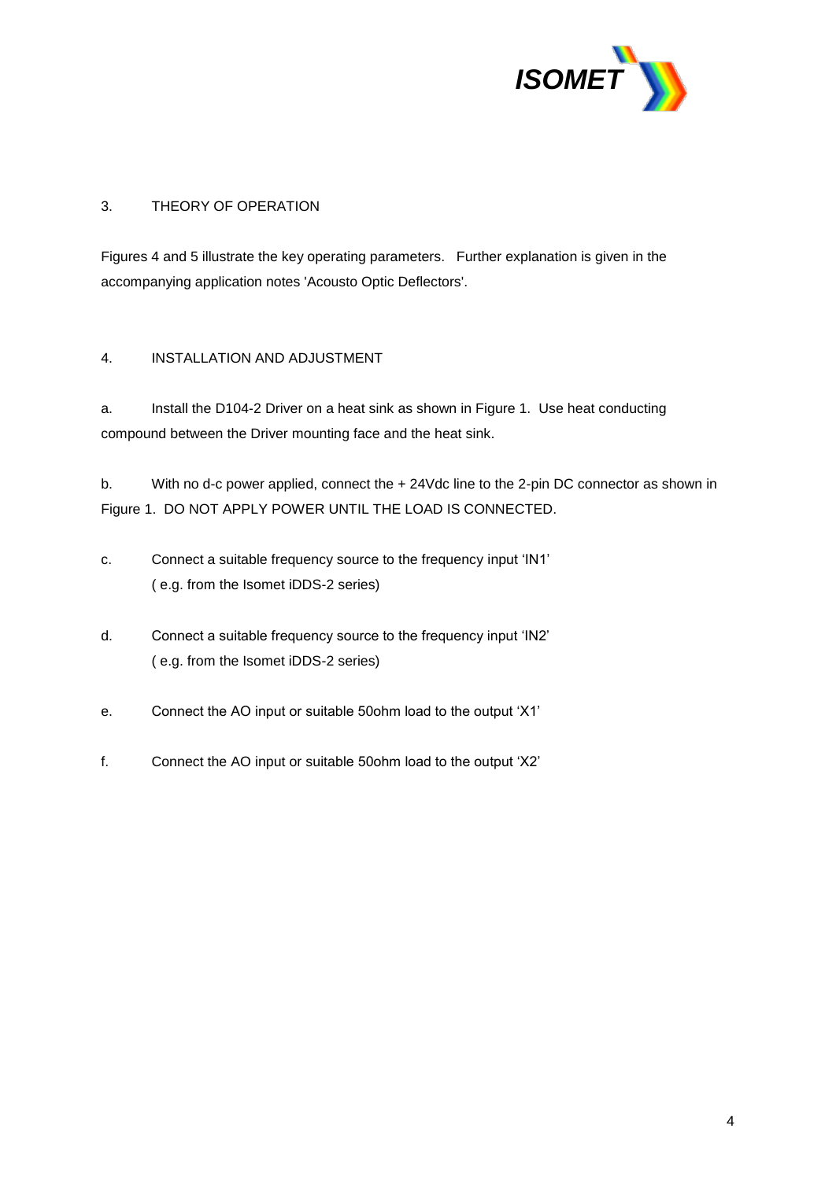## 3. THEORY OF OPERATION

Figures 4 and 5 illustrate the key operating parameters. Further explanation is given in the accompanying application notes 'Acousto Optic Deflectors'.

## 4. INSTALLATION AND ADJUSTMENT

a. Install the D104-2 Driver on a heat sink as shown in Figure 1. Use heat conducting compound between the Driver mounting face and the heat sink.

b. With no d-c power applied, connect the + 24Vdc line to the 2-pin DC connector as shown in Figure 1. DO NOT APPLY POWER UNTIL THE LOAD IS CONNECTED.

c. Connect a suitable frequency source to the frequency input 'IN1' ( e.g. from the Isomet iDDS-2 series)

d. Connect a suitable frequency source to the frequency input 'IN2' ( e.g. from the Isomet iDDS-2 series)

e. Connect the AO input or suitable 50ohm load to the output 'X1'

f. Connect the AO input or suitable 50ohm load to the output 'X2'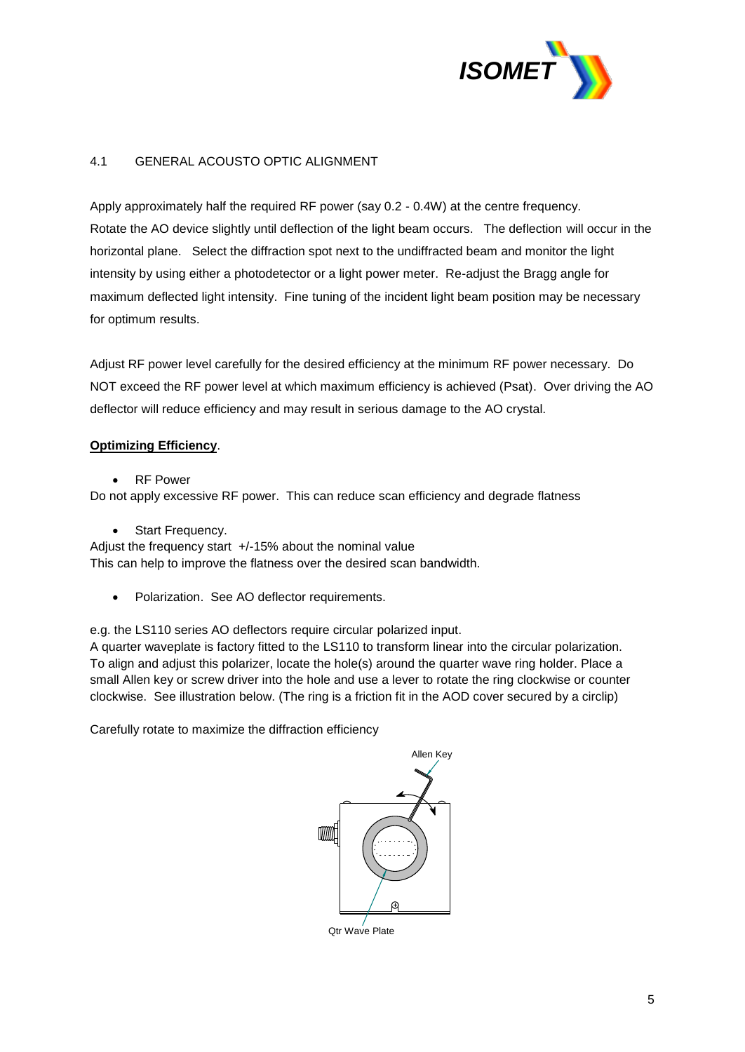## 4.1 GENERAL ACOUSTO OPTIC ALIGNMENT

Apply approximately half the required RF power (say 0.2 - 0.4W) at the centre frequency.
Rotate the AO device slightly until deflection of the light beam occurs. The deflection will occur in the horizontal plane. Select the diffraction spot next to the undiffracted beam and monitor the light intensity by using either a photodetector or a light power meter. Re-adjust the Bragg angle for maximum deflected light intensity. Fine tuning of the incident light beam position may be necessary for optimum results.

Adjust RF power level carefully for the desired efficiency at the minimum RF power necessary. Do NOT exceed the RF power level at which maximum efficiency is achieved (Psat). Over driving the AO deflector will reduce efficiency and may result in serious damage to the AO crystal.

**Optimizing Efficiency**.

- RF Power

Do not apply excessive RF power. This can reduce scan efficiency and degrade flatness

- Start Frequency.

Adjust the frequency start +/-15% about the nominal value
This can help to improve the flatness over the desired scan bandwidth.

- Polarization. See AO deflector requirements.

e.g. the LS110 series AO deflectors require circular polarized input.
A quarter waveplate is factory fitted to the LS110 to transform linear into the circular polarization.
To align and adjust this polarizer, locate the hole(s) around the quarter wave ring holder. Place a small Allen key or screw driver into the hole and use a lever to rotate the ring clockwise or counter clockwise. See illustration below. (The ring is a friction fit in the AOD cover secured by a circlip)

Carefully rotate to maximize the diffraction efficiency

Allen Key

Qtr Wave Plate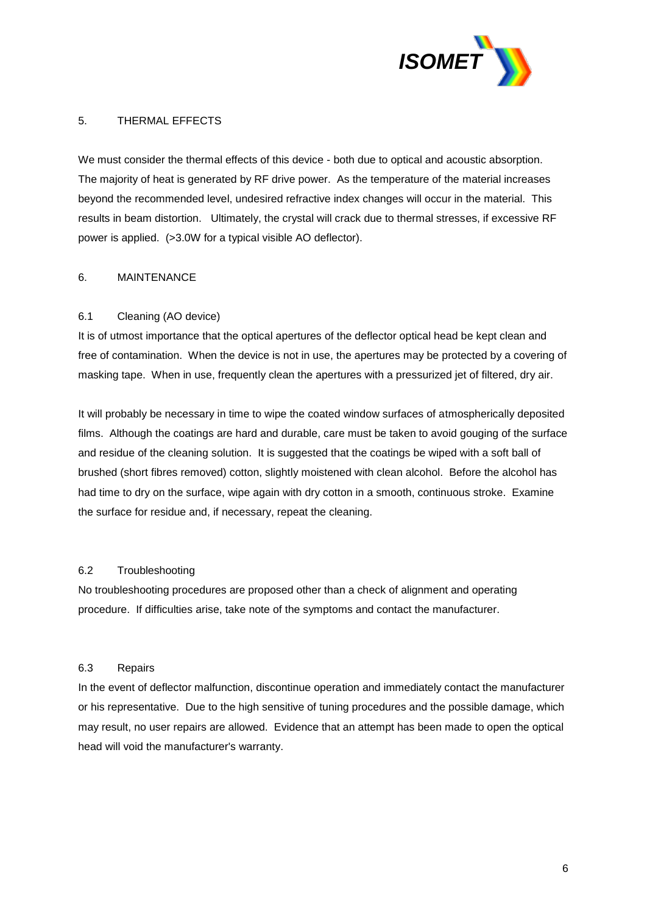## 5. THERMAL EFFECTS

We must consider the thermal effects of this device - both due to optical and acoustic absorption. The majority of heat is generated by RF drive power. As the temperature of the material increases beyond the recommended level, undesired refractive index changes will occur in the material. This results in beam distortion. Ultimately, the crystal will crack due to thermal stresses, if excessive RF power is applied. (>3.0W for a typical visible AO deflector).

## 6. MAINTENANCE

### 6.1 Cleaning (AO device)

It is of utmost importance that the optical apertures of the deflector optical head be kept clean and free of contamination. When the device is not in use, the apertures may be protected by a covering of masking tape. When in use, frequently clean the apertures with a pressurized jet of filtered, dry air.

It will probably be necessary in time to wipe the coated window surfaces of atmospherically deposited films. Although the coatings are hard and durable, care must be taken to avoid gouging of the surface and residue of the cleaning solution. It is suggested that the coatings be wiped with a soft ball of brushed (short fibres removed) cotton, slightly moistened with clean alcohol. Before the alcohol has had time to dry on the surface, wipe again with dry cotton in a smooth, continuous stroke. Examine the surface for residue and, if necessary, repeat the cleaning.

### 6.2 Troubleshooting

No troubleshooting procedures are proposed other than a check of alignment and operating procedure. If difficulties arise, take note of the symptoms and contact the manufacturer.

### 6.3 Repairs

In the event of deflector malfunction, discontinue operation and immediately contact the manufacturer or his representative. Due to the high sensitive of tuning procedures and the possible damage, which may result, no user repairs are allowed. Evidence that an attempt has been made to open the optical head will void the manufacturer's warranty.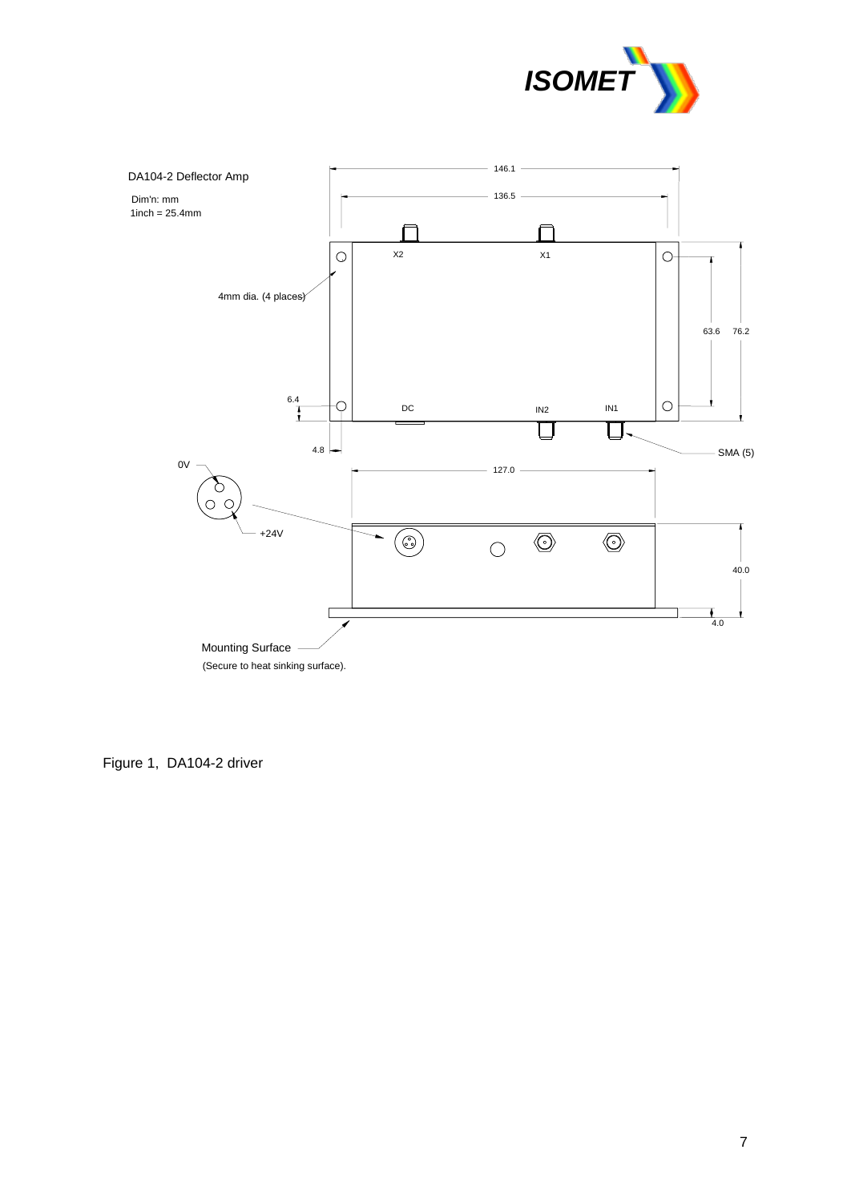DA104-2 Deflector Amp

Dim'n: mm
1inch = 25.4mm

4mm dia. (4 places)

146.1

136.5

X2

X1

63.6

76.2

6.4

DC

IN2

IN1

4.8

SMA (5)

0V

+24V

127.0

40.0

4.0

Mounting Surface
(Secure to heat sinking surface).

Figure 1, DA104-2 driver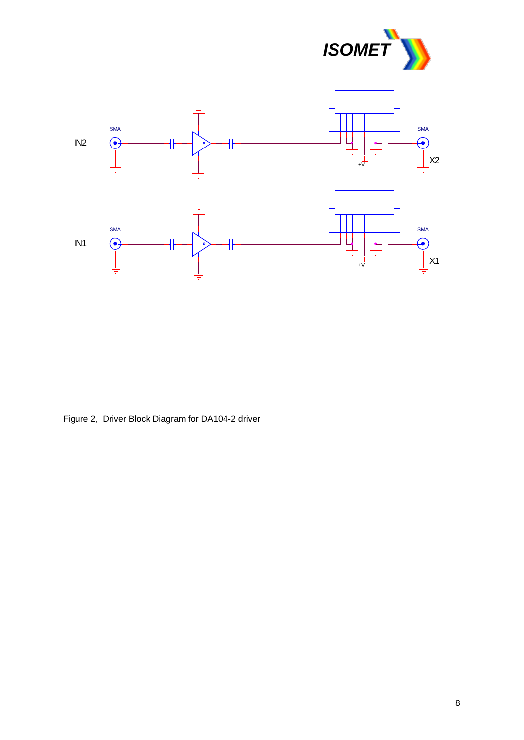IN2

IN1

X2

X1

Figure 2, Driver Block Diagram for DA104-2 driver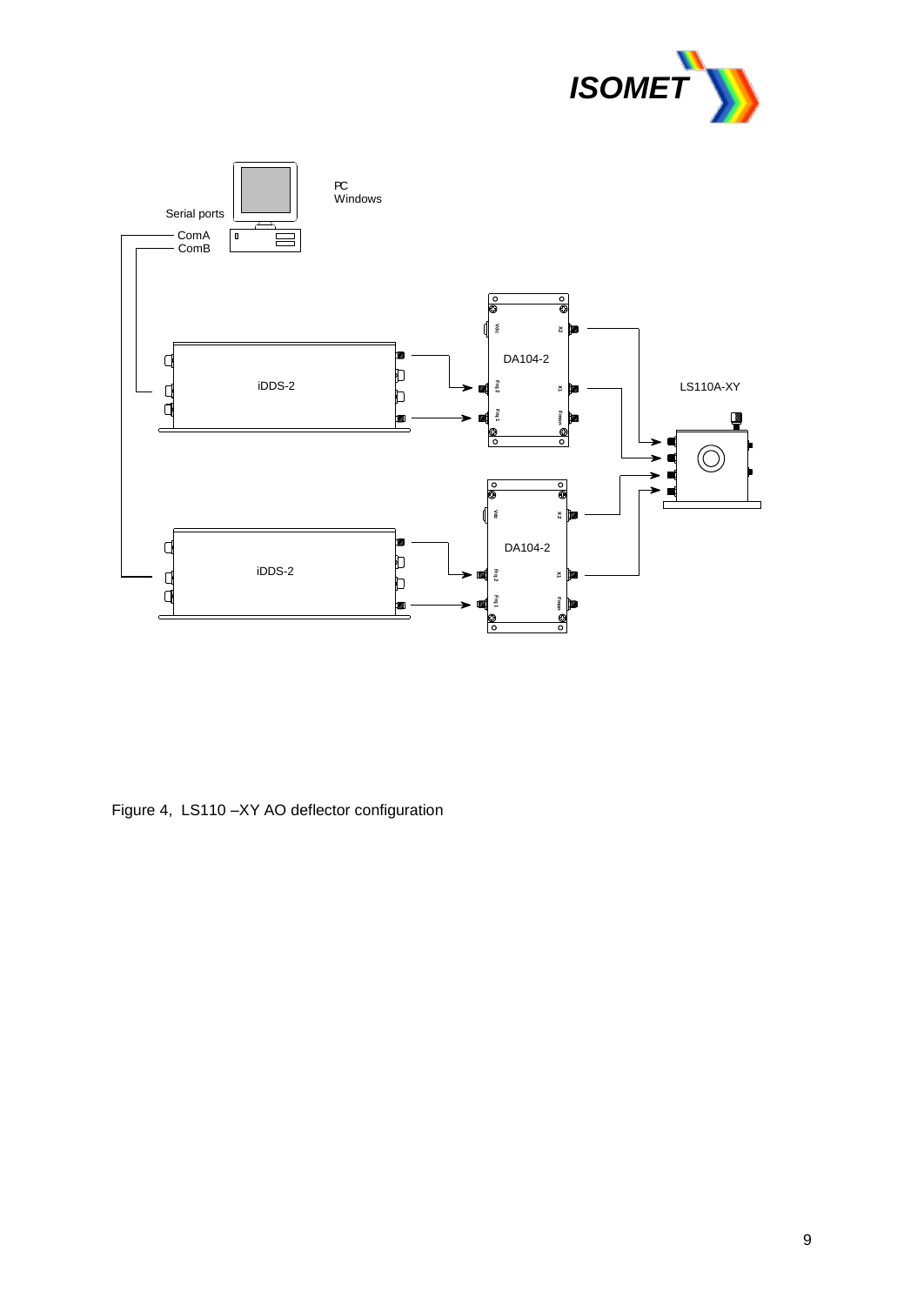Figure 4,  LS110 –XY AO deflector configuration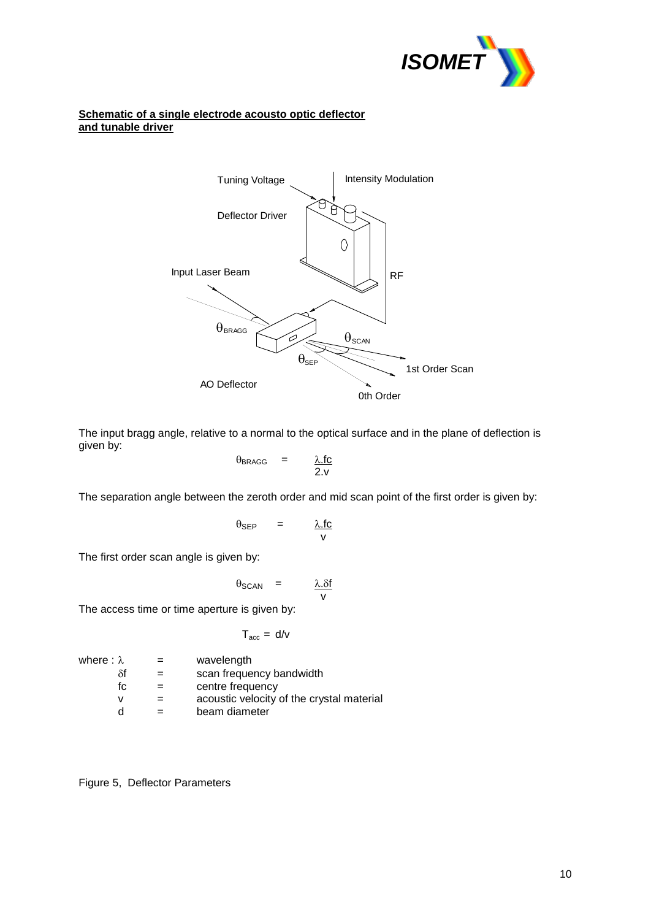**Schematic of a single electrode acousto optic deflector and tunable driver**

Tuning Voltage

Intensity Modulation

Deflector Driver

Input Laser Beam

RF

$\theta_{BRAGG}$

$\theta_{SCAN}$

$\theta_{SEP}$

1st Order Scan

AO Deflector

0th Order

The input bragg angle, relative to a normal to the optical surface and in the plane of deflection is given by:

$$\theta_{BRAGG} = \frac{\lambda . fc}{2 . v}$$

The separation angle between the zeroth order and mid scan point of the first order is given by:

$$\theta_{SEP} = \frac{\lambda . fc}{v}$$

The first order scan angle is given by:

$$\theta_{SCAN} = \frac{\lambda . \delta f}{v}$$

The access time or time aperture is given by:

$$T_{acc} = d/v$$

where : $\lambda$ = wavelength
$\delta f$ = scan frequency bandwidth
$fc$ = centre frequency
$v$ = acoustic velocity of the crystal material
$d$ = beam diameter

Figure 5, Deflector Parameters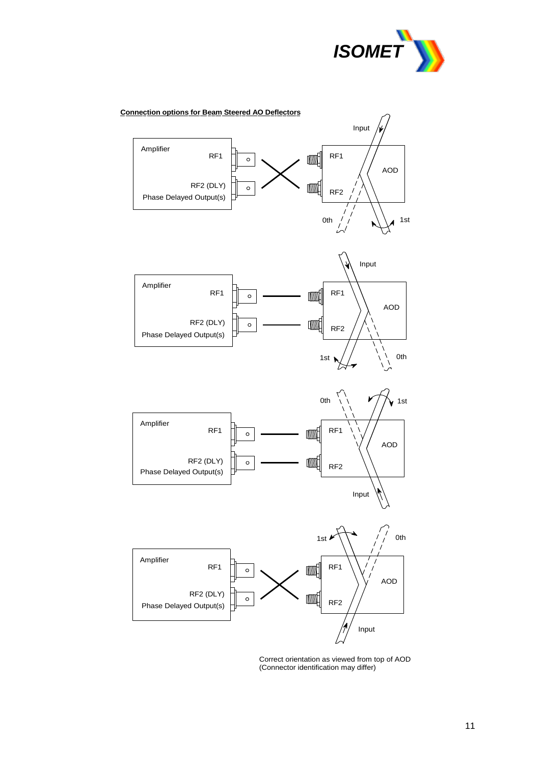**Connection options for Beam Steered AO Deflectors**

Amplifier
RF1
RF2 (DLY)
Phase Delayed Output(s)
RF1
RF2
AOD
Input
0th
1st

Amplifier
RF1
RF2 (DLY)
Phase Delayed Output(s)
RF1
RF2
AOD
Input
1st
0th

Amplifier
RF1
RF2 (DLY)
Phase Delayed Output(s)
RF1
RF2
AOD
0th
1st
Input

Amplifier
RF1
RF2 (DLY)
Phase Delayed Output(s)
RF1
RF2
AOD
1st
0th
Input

Correct orientation as viewed from top of AOD
(Connector identification may differ)